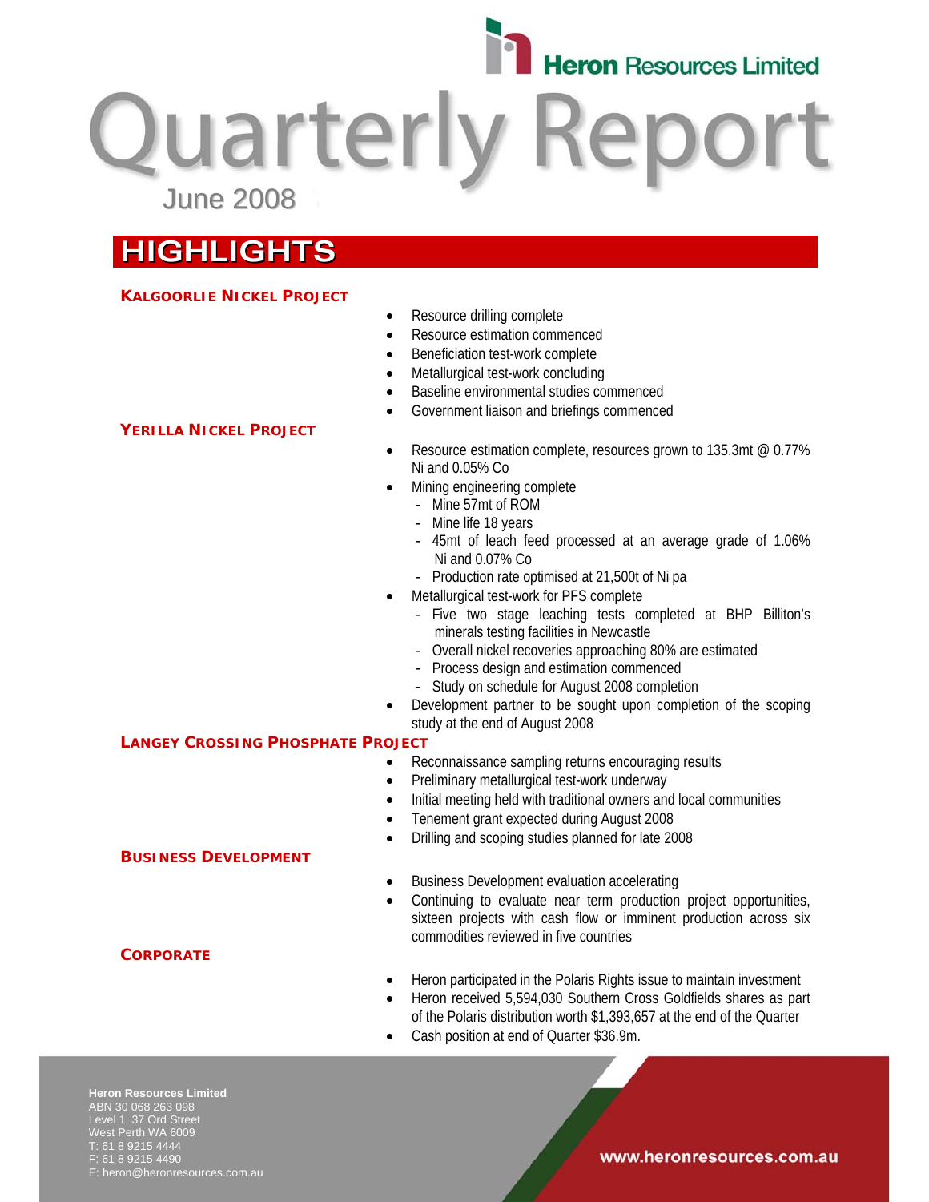Heron Resources Limited

# Quarterly Report

June 2008

## HIGHLIGHTS

### KALGOORLIE NICKEL PROJECT

- Resource drilling complete
- Resource estimation commenced
- Beneficiation test-work complete
- Metallurgical test-work concluding
- Baseline environmental studies commenced
- Government liaison and briefings commenced

### YERILLA NICKEL PROJECT

- Resource estimation complete, resources grown to 135.3mt @ 0.77% Ni and 0.05% Co
- Mining engineering complete
  - Mine 57mt of ROM
  - Mine life 18 years
  - 45mt of leach feed processed at an average grade of 1.06% Ni and 0.07% Co
  - Production rate optimised at 21,500t of Ni pa
- Metallurgical test-work for PFS complete
  - Five two stage leaching tests completed at BHP Billiton's minerals testing facilities in Newcastle
  - Overall nickel recoveries approaching 80% are estimated
  - Process design and estimation commenced
  - Study on schedule for August 2008 completion
- Development partner to be sought upon completion of the scoping study at the end of August 2008

### LANGEY CROSSING PHOSPHATE PROJECT

- Reconnaissance sampling returns encouraging results
- Preliminary metallurgical test-work underway
- Initial meeting held with traditional owners and local communities
- Tenement grant expected during August 2008
- Drilling and scoping studies planned for late 2008

### BUSINESS DEVELOPMENT

- Business Development evaluation accelerating
- Continuing to evaluate near term production project opportunities, sixteen projects with cash flow or imminent production across six commodities reviewed in five countries

### CORPORATE

- Heron participated in the Polaris Rights issue to maintain investment
- Heron received 5,594,030 Southern Cross Goldfields shares as part of the Polaris distribution worth $1,393,657 at the end of the Quarter
- Cash position at end of Quarter $36.9m.

**Heron Resources Limited**
ABN 30 068 263 098
Level 1, 37 Ord Street
West Perth WA 6009
T: 61 8 9215 4444
F: 61 8 9215 4490
E: heron@heronresources.com.au

www.heronresources.com.au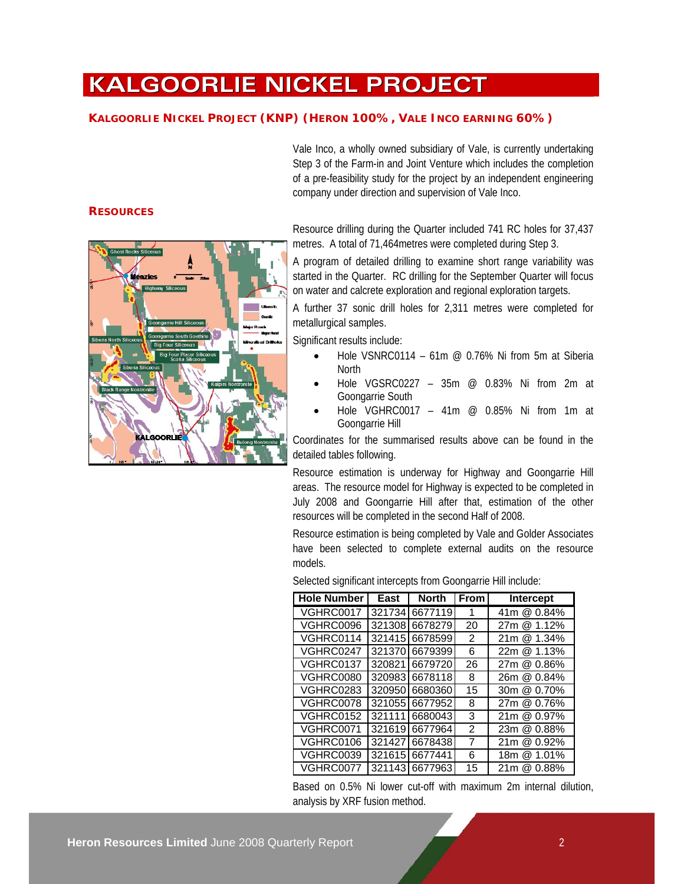# KALGOORLIE NICKEL PROJECT

### KALGOORLIE NICKEL PROJECT (KNP) (HERON 100%, VALE INCO EARNING 60%)

Vale Inco, a wholly owned subsidiary of Vale, is currently undertaking Step 3 of the Farm-in and Joint Venture which includes the completion of a pre-feasibility study for the project by an independent engineering company under direction and supervision of Vale Inco.

### RESOURCES

Resource drilling during the Quarter included 741 RC holes for 37,437 metres. A total of 71,464metres were completed during Step 3.

A program of detailed drilling to examine short range variability was started in the Quarter. RC drilling for the September Quarter will focus on water and calcrete exploration and regional exploration targets.

A further 37 sonic drill holes for 2,311 metres were completed for metallurgical samples.

Significant results include:

- Hole VSNRC0114 – 61m @ 0.76% Ni from 5m at Siberia North
- Hole VGSRC0227 – 35m @ 0.83% Ni from 2m at Goongarrie South
- Hole VGHRC0017 – 41m @ 0.85% Ni from 1m at Goongarrie Hill

Coordinates for the summarised results above can be found in the detailed tables following.

Resource estimation is underway for Highway and Goongarrie Hill areas. The resource model for Highway is expected to be completed in July 2008 and Goongarrie Hill after that, estimation of the other resources will be completed in the second Half of 2008.

Resource estimation is being completed by Vale and Golder Associates have been selected to complete external audits on the resource models.

Selected significant intercepts from Goongarrie Hill include:

| Hole Number | East | North | From | Intercept |
|---|---|---|---|---|
| VGHRC0017 | 321734 | 6677119 | 1 | 41m @ 0.84% |
| VGHRC0096 | 321308 | 6678279 | 20 | 27m @ 1.12% |
| VGHRC0114 | 321415 | 6678599 | 2 | 21m @ 1.34% |
| VGHRC0247 | 321370 | 6679399 | 6 | 22m @ 1.13% |
| VGHRC0137 | 320821 | 6679720 | 26 | 27m @ 0.86% |
| VGHRC0080 | 320983 | 6678118 | 8 | 26m @ 0.84% |
| VGHRC0283 | 320950 | 6680360 | 15 | 30m @ 0.70% |
| VGHRC0078 | 321055 | 6677952 | 8 | 27m @ 0.76% |
| VGHRC0152 | 321111 | 6680043 | 3 | 21m @ 0.97% |
| VGHRC0071 | 321619 | 6677964 | 2 | 23m @ 0.88% |
| VGHRC0106 | 321427 | 6678438 | 7 | 21m @ 0.92% |
| VGHRC0039 | 321615 | 6677441 | 6 | 18m @ 1.01% |
| VGHRC0077 | 321143 | 6677963 | 15 | 21m @ 0.88% |

Based on 0.5% Ni lower cut-off with maximum 2m internal dilution, analysis by XRF fusion method.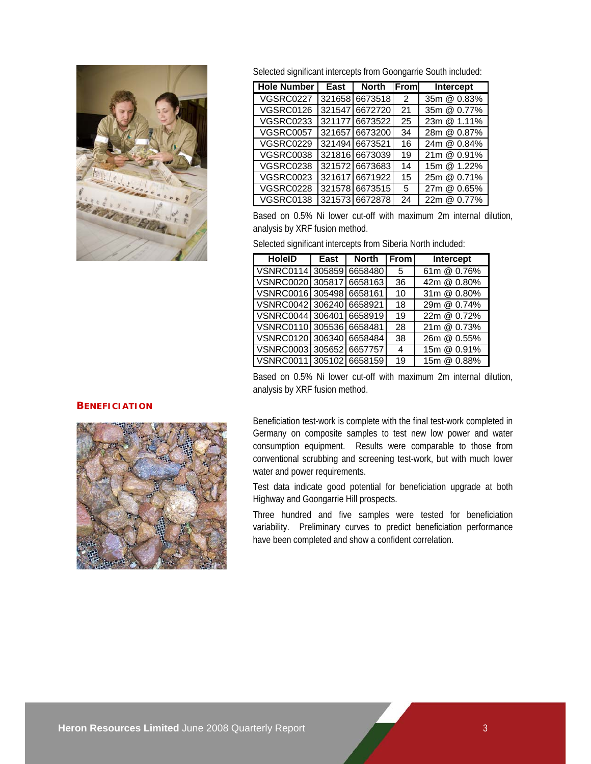Selected significant intercepts from Goongarrie South included:

| Hole Number | East | North | From | Intercept |
|---|---|---|---|---|
| VGSRC0227 | 321658 | 6673518 | 2 | 35m @ 0.83% |
| VGSRC0126 | 321547 | 6672720 | 21 | 35m @ 0.77% |
| VGSRC0233 | 321177 | 6673522 | 25 | 23m @ 1.11% |
| VGSRC0057 | 321657 | 6673200 | 34 | 28m @ 0.87% |
| VGSRC0229 | 321494 | 6673521 | 16 | 24m @ 0.84% |
| VGSRC0038 | 321816 | 6673039 | 19 | 21m @ 0.91% |
| VGSRC0238 | 321572 | 6673683 | 14 | 15m @ 1.22% |
| VGSRC0023 | 321617 | 6671922 | 15 | 25m @ 0.71% |
| VGSRC0228 | 321578 | 6673515 | 5 | 27m @ 0.65% |
| VGSRC0138 | 321573 | 6672878 | 24 | 22m @ 0.77% |

Based on 0.5% Ni lower cut-off with maximum 2m internal dilution, analysis by XRF fusion method.

Selected significant intercepts from Siberia North included:

| HoleID | East | North | From | Intercept |
|---|---|---|---|---|
| VSNRC0114 | 305859 | 6658480 | 5 | 61m @ 0.76% |
| VSNRC0020 | 305817 | 6658163 | 36 | 42m @ 0.80% |
| VSNRC0016 | 305498 | 6658161 | 10 | 31m @ 0.80% |
| VSNRC0042 | 306240 | 6658921 | 18 | 29m @ 0.74% |
| VSNRC0044 | 306401 | 6658919 | 19 | 22m @ 0.72% |
| VSNRC0110 | 305536 | 6658481 | 28 | 21m @ 0.73% |
| VSNRC0120 | 306340 | 6658484 | 38 | 26m @ 0.55% |
| VSNRC0003 | 305652 | 6657757 | 4 | 15m @ 0.91% |
| VSNRC0011 | 305102 | 6658159 | 19 | 15m @ 0.88% |

Based on 0.5% Ni lower cut-off with maximum 2m internal dilution, analysis by XRF fusion method.

## BENEFICIATION

Beneficiation test-work is complete with the final test-work completed in Germany on composite samples to test new low power and water consumption equipment. Results were comparable to those from conventional scrubbing and screening test-work, but with much lower water and power requirements.

Test data indicate good potential for beneficiation upgrade at both Highway and Goongarrie Hill prospects.

Three hundred and five samples were tested for beneficiation variability. Preliminary curves to predict beneficiation performance have been completed and show a confident correlation.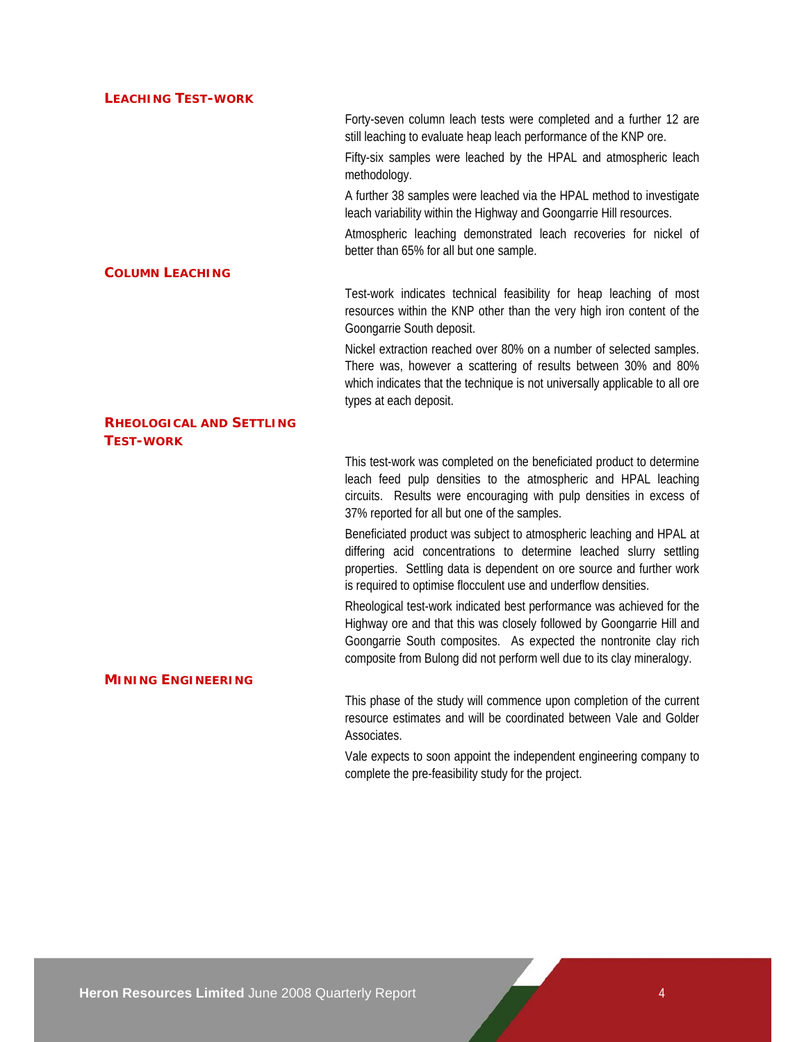### Leaching Test-work

Forty-seven column leach tests were completed and a further 12 are still leaching to evaluate heap leach performance of the KNP ore.

Fifty-six samples were leached by the HPAL and atmospheric leach methodology.

A further 38 samples were leached via the HPAL method to investigate leach variability within the Highway and Goongarrie Hill resources.

Atmospheric leaching demonstrated leach recoveries for nickel of better than 65% for all but one sample.

### Column Leaching

Test-work indicates technical feasibility for heap leaching of most resources within the KNP other than the very high iron content of the Goongarrie South deposit.

Nickel extraction reached over 80% on a number of selected samples. There was, however a scattering of results between 30% and 80% which indicates that the technique is not universally applicable to all ore types at each deposit.

### Rheological and Settling Test-work

This test-work was completed on the beneficiated product to determine leach feed pulp densities to the atmospheric and HPAL leaching circuits. Results were encouraging with pulp densities in excess of 37% reported for all but one of the samples.

Beneficiated product was subject to atmospheric leaching and HPAL at differing acid concentrations to determine leached slurry settling properties. Settling data is dependent on ore source and further work is required to optimise flocculent use and underflow densities.

Rheological test-work indicated best performance was achieved for the Highway ore and that this was closely followed by Goongarrie Hill and Goongarrie South composites. As expected the nontronite clay rich composite from Bulong did not perform well due to its clay mineralogy.

### Mining Engineering

This phase of the study will commence upon completion of the current resource estimates and will be coordinated between Vale and Golder Associates.

Vale expects to soon appoint the independent engineering company to complete the pre-feasibility study for the project.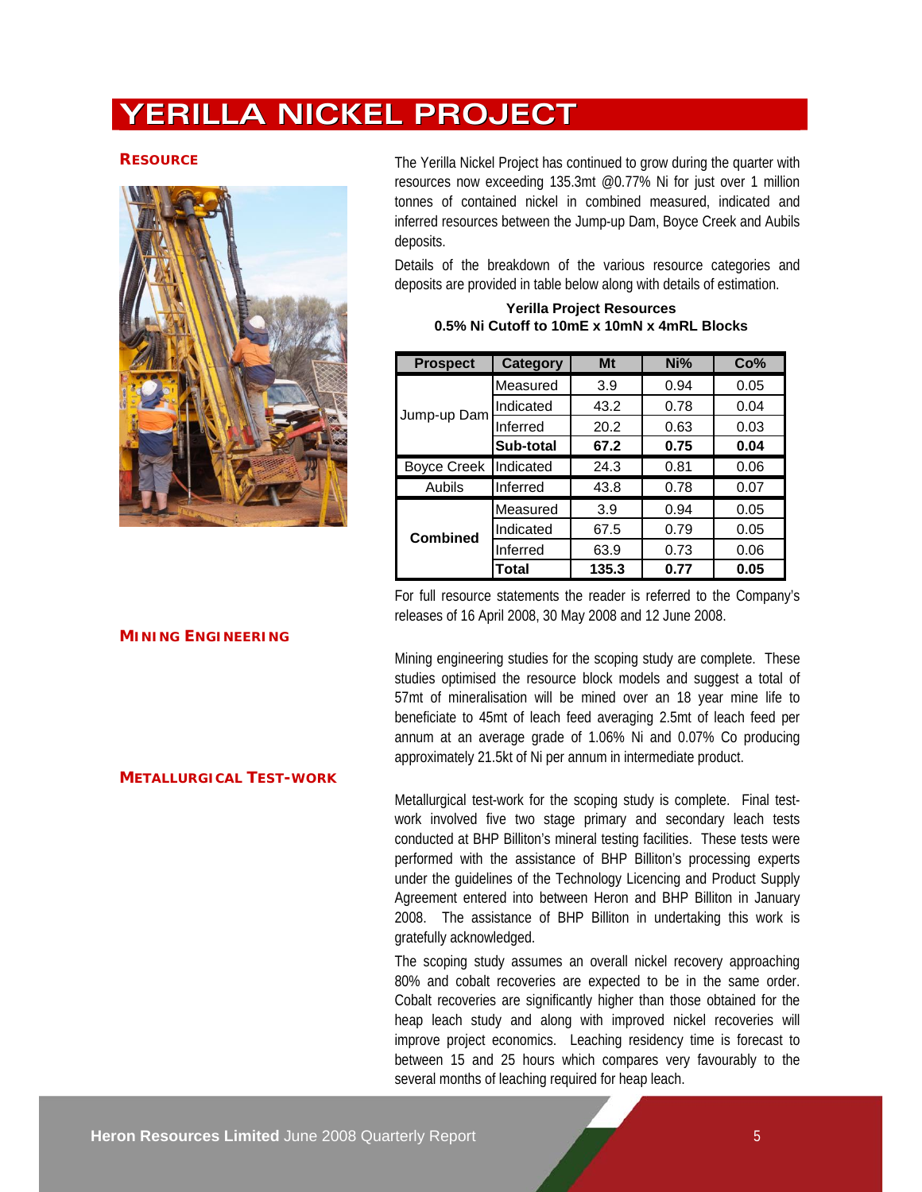# YERILLA NICKEL PROJECT

## RESOURCE

The Yerilla Nickel Project has continued to grow during the quarter with resources now exceeding 135.3mt @0.77% Ni for just over 1 million tonnes of contained nickel in combined measured, indicated and inferred resources between the Jump-up Dam, Boyce Creek and Aubils deposits.

Details of the breakdown of the various resource categories and deposits are provided in table below along with details of estimation.

**Yerilla Project Resources**
**0.5% Ni Cutoff to 10mE x 10mN x 4mRL Blocks**

| Prospect | Category | Mt | Ni% | Co% |
|---|---|---|---|---|
| Jump-up Dam | Measured | 3.9 | 0.94 | 0.05 |
| | Indicated | 43.2 | 0.78 | 0.04 |
| | Inferred | 20.2 | 0.63 | 0.03 |
| | **Sub-total** | **67.2** | **0.75** | **0.04** |
| Boyce Creek | Indicated | 24.3 | 0.81 | 0.06 |
| Aubils | Inferred | 43.8 | 0.78 | 0.07 |
| **Combined** | Measured | 3.9 | 0.94 | 0.05 |
| | Indicated | 67.5 | 0.79 | 0.05 |
| | Inferred | 63.9 | 0.73 | 0.06 |
| | **Total** | **135.3** | **0.77** | **0.05** |

For full resource statements the reader is referred to the Company's releases of 16 April 2008, 30 May 2008 and 12 June 2008.

## MINING ENGINEERING

Mining engineering studies for the scoping study are complete. These studies optimised the resource block models and suggest a total of 57mt of mineralisation will be mined over an 18 year mine life to beneficiate to 45mt of leach feed averaging 2.5mt of leach feed per annum at an average grade of 1.06% Ni and 0.07% Co producing approximately 21.5kt of Ni per annum in intermediate product.

## METALLURGICAL TEST-WORK

Metallurgical test-work for the scoping study is complete. Final test-work involved five two stage primary and secondary leach tests conducted at BHP Billiton's mineral testing facilities. These tests were performed with the assistance of BHP Billiton's processing experts under the guidelines of the Technology Licencing and Product Supply Agreement entered into between Heron and BHP Billiton in January 2008. The assistance of BHP Billiton in undertaking this work is gratefully acknowledged.

The scoping study assumes an overall nickel recovery approaching 80% and cobalt recoveries are expected to be in the same order. Cobalt recoveries are significantly higher than those obtained for the heap leach study and along with improved nickel recoveries will improve project economics. Leaching residency time is forecast to between 15 and 25 hours which compares very favourably to the several months of leaching required for heap leach.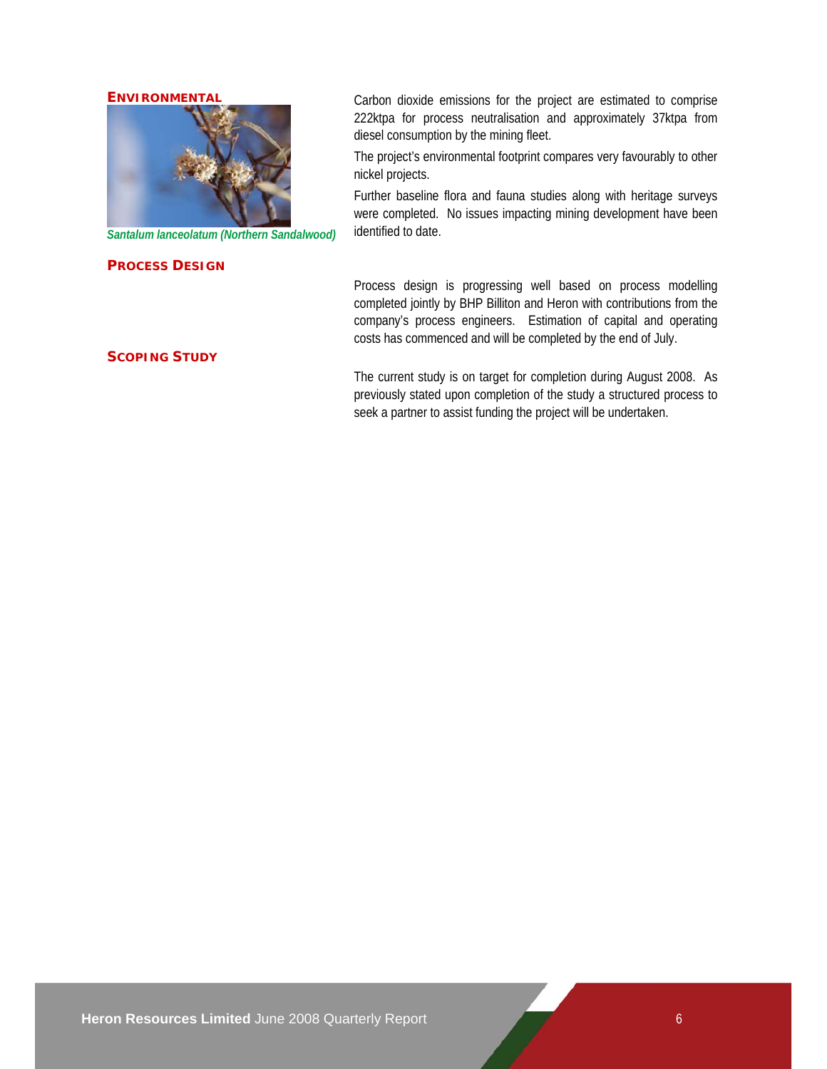## Environmental

*Santalum lanceolatum (Northern Sandalwood)*

Carbon dioxide emissions for the project are estimated to comprise 222ktpa for process neutralisation and approximately 37ktpa from diesel consumption by the mining fleet.

The project's environmental footprint compares very favourably to other nickel projects.

Further baseline flora and fauna studies along with heritage surveys were completed. No issues impacting mining development have been identified to date.

## Process Design

Process design is progressing well based on process modelling completed jointly by BHP Billiton and Heron with contributions from the company's process engineers. Estimation of capital and operating costs has commenced and will be completed by the end of July.

## Scoping Study

The current study is on target for completion during August 2008. As previously stated upon completion of the study a structured process to seek a partner to assist funding the project will be undertaken.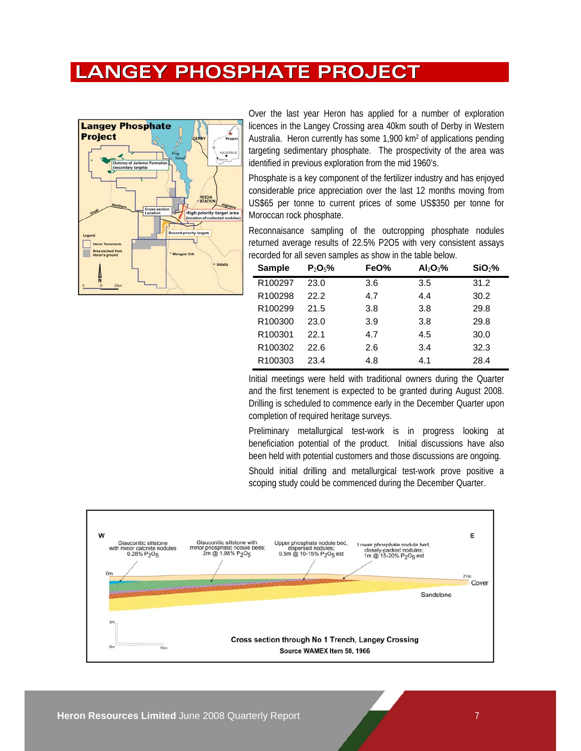# LANGEY PHOSPHATE PROJECT

Over the last year Heron has applied for a number of exploration licences in the Langey Crossing area 40km south of Derby in Western Australia. Heron currently has some 1,900 km[2] of applications pending targeting sedimentary phosphate. The prospectivity of the area was identified in previous exploration from the mid 1960's.

Phosphate is a key component of the fertilizer industry and has enjoyed considerable price appreciation over the last 12 months moving from US$65 per tonne to current prices of some US$350 per tonne for Moroccan rock phosphate.

Reconnaisance sampling of the outcropping phosphate nodules returned average results of 22.5% P2O5 with very consistent assays recorded for all seven samples as show in the table below.

| Sample | $P_2O_5$% | FeO% | $Al_2O_3$% | $SiO_2$% |
|---|---|---|---|---|
| R100297 | 23.0 | 3.6 | 3.5 | 31.2 |
| R100298 | 22.2 | 4.7 | 4.4 | 30.2 |
| R100299 | 21.5 | 3.8 | 3.8 | 29.8 |
| R100300 | 23.0 | 3.9 | 3.8 | 29.8 |
| R100301 | 22.1 | 4.7 | 4.5 | 30.0 |
| R100302 | 22.6 | 2.6 | 3.4 | 32.3 |
| R100303 | 23.4 | 4.8 | 4.1 | 28.4 |

Initial meetings were held with traditional owners during the Quarter and the first tenement is expected to be granted during August 2008. Drilling is scheduled to commence early in the December Quarter upon completion of required heritage surveys.

Preliminary metallurgical test-work is in progress looking at beneficiation potential of the product. Initial discussions have also been held with potential customers and those discussions are ongoing.

Should initial drilling and metallurgical test-work prove positive a scoping study could be commenced during the December Quarter.

Cross section through No 1 Trench, Langey Crossing
Source WAMEX Item 50, 1966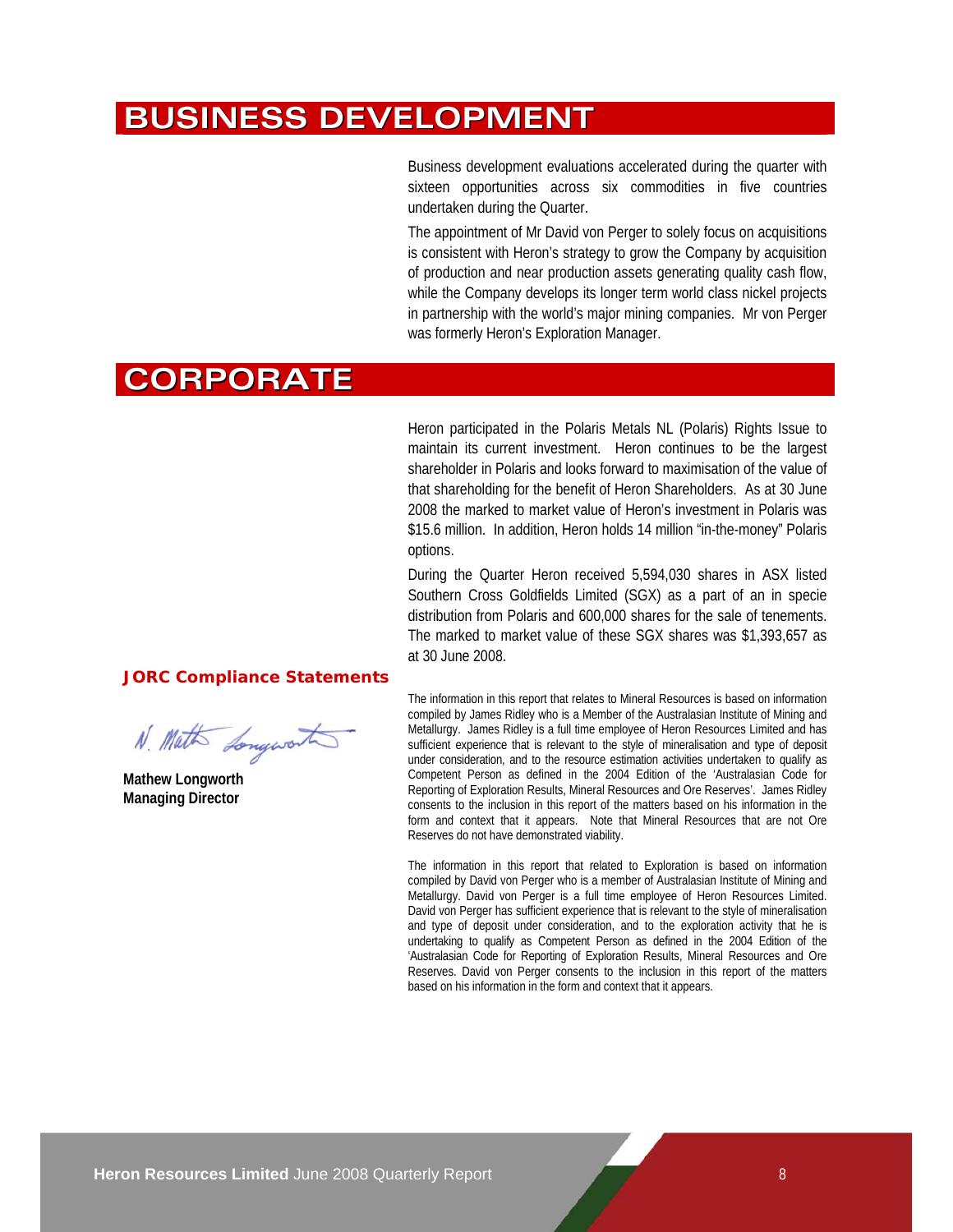# BUSINESS DEVELOPMENT

Business development evaluations accelerated during the quarter with sixteen opportunities across six commodities in five countries undertaken during the Quarter.

The appointment of Mr David von Perger to solely focus on acquisitions is consistent with Heron's strategy to grow the Company by acquisition of production and near production assets generating quality cash flow, while the Company develops its longer term world class nickel projects in partnership with the world's major mining companies. Mr von Perger was formerly Heron's Exploration Manager.

# CORPORATE

Heron participated in the Polaris Metals NL (Polaris) Rights Issue to maintain its current investment. Heron continues to be the largest shareholder in Polaris and looks forward to maximisation of the value of that shareholding for the benefit of Heron Shareholders. As at 30 June 2008 the marked to market value of Heron's investment in Polaris was \$15.6 million. In addition, Heron holds 14 million "in-the-money" Polaris options.

During the Quarter Heron received 5,594,030 shares in ASX listed Southern Cross Goldfields Limited (SGX) as a part of an in specie distribution from Polaris and 600,000 shares for the sale of tenements. The marked to market value of these SGX shares was \$1,393,657 as at 30 June 2008.

**Mathew Longworth**
**Managing Director**

### JORC Compliance Statements

The information in this report that relates to Mineral Resources is based on information compiled by James Ridley who is a Member of the Australasian Institute of Mining and Metallurgy. James Ridley is a full time employee of Heron Resources Limited and has sufficient experience that is relevant to the style of mineralisation and type of deposit under consideration, and to the resource estimation activities undertaken to qualify as Competent Person as defined in the 2004 Edition of the 'Australasian Code for Reporting of Exploration Results, Mineral Resources and Ore Reserves'. James Ridley consents to the inclusion in this report of the matters based on his information in the form and context that it appears. Note that Mineral Resources that are not Ore Reserves do not have demonstrated viability.

The information in this report that related to Exploration is based on information compiled by David von Perger who is a member of Australasian Institute of Mining and Metallurgy. David von Perger is a full time employee of Heron Resources Limited. David von Perger has sufficient experience that is relevant to the style of mineralisation and type of deposit under consideration, and to the exploration activity that he is undertaking to qualify as Competent Person as defined in the 2004 Edition of the 'Australasian Code for Reporting of Exploration Results, Mineral Resources and Ore Reserves. David von Perger consents to the inclusion in this report of the matters based on his information in the form and context that it appears.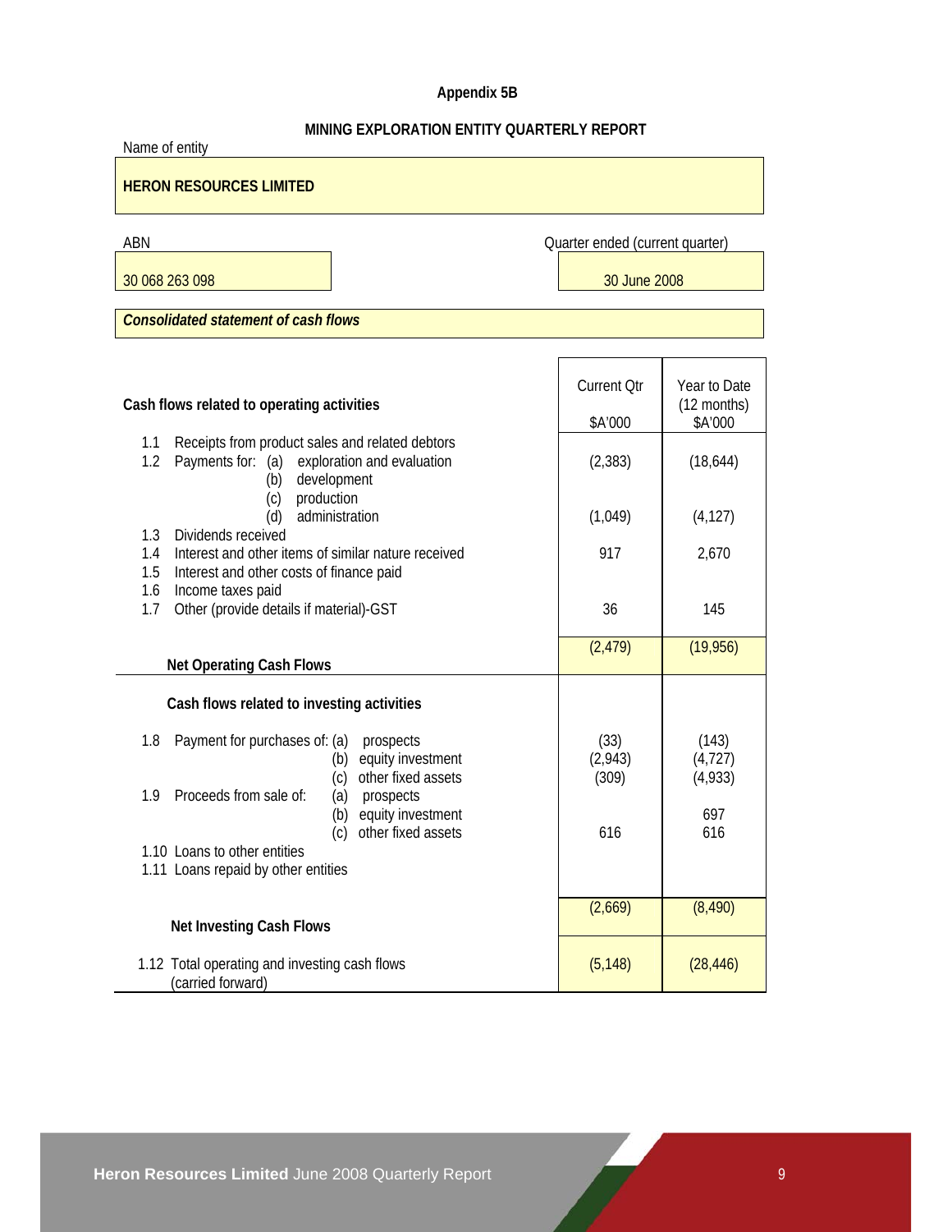**Appendix 5B**

**MINING EXPLORATION ENTITY QUARTERLY REPORT**

Name of entity

**HERON RESOURCES LIMITED**

| ABN | Quarter ended (current quarter) |
|---|---|
| 30 068 263 098 | 30 June 2008 |

***Consolidated statement of cash flows***

| **Cash flows related to operating activities** | Current Qtr $A'000 | Year to Date (12 months) $A'000 |
|---|---|---|
| 1.1 Receipts from product sales and related debtors | | |
| 1.2 Payments for: (a) exploration and evaluation | (2,383) | (18,644) |
| (b) development | | |
| (c) production | | |
| (d) administration | (1,049) | (4,127) |
| 1.3 Dividends received | | |
| 1.4 Interest and other items of similar nature received | 917 | 2,670 |
| 1.5 Interest and other costs of finance paid | | |
| 1.6 Income taxes paid | | |
| 1.7 Other (provide details if material)-GST | 36 | 145 |
| **Net Operating Cash Flows** | (2,479) | (19,956) |
| **Cash flows related to investing activities** | | |
| 1.8 Payment for purchases of: (a) prospects | (33) | (143) |
| (b) equity investment | (2,943) | (4,727) |
| (c) other fixed assets | (309) | (4,933) |
| 1.9 Proceeds from sale of: (a) prospects | | |
| (b) equity investment | | 697 |
| (c) other fixed assets | 616 | 616 |
| 1.10 Loans to other entities | | |
| 1.11 Loans repaid by other entities | | |
| **Net Investing Cash Flows** | (2,669) | (8,490) |
| 1.12 Total operating and investing cash flows (carried forward) | (5,148) | (28,446) |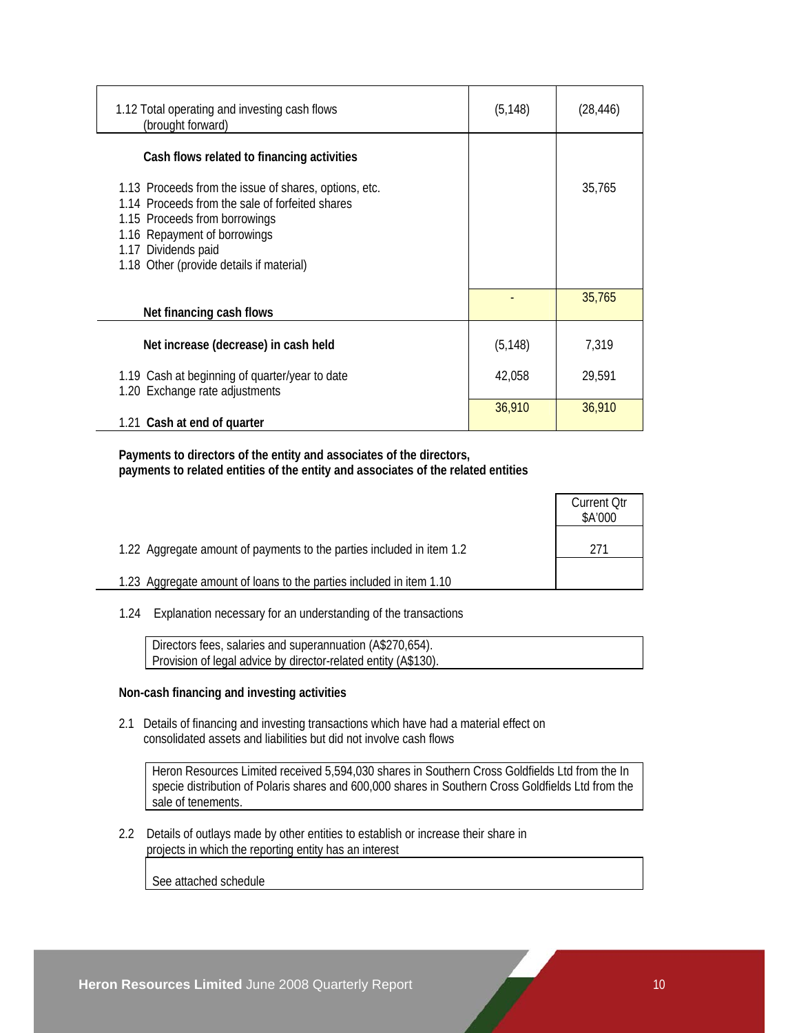| | | |
|---|---|---|
| 1.12 Total operating and investing cash flows (brought forward) | (5,148) | (28,446) |
| **Cash flows related to financing activities** | | |
| 1.13 Proceeds from the issue of shares, options, etc. | | 35,765 |
| 1.14 Proceeds from the sale of forfeited shares | | |
| 1.15 Proceeds from borrowings | | |
| 1.16 Repayment of borrowings | | |
| 1.17 Dividends paid | | |
| 1.18 Other (provide details if material) | | |
| **Net financing cash flows** | - | 35,765 |
| **Net increase (decrease) in cash held** | (5,148) | 7,319 |
| 1.19 Cash at beginning of quarter/year to date | 42,058 | 29,591 |
| 1.20 Exchange rate adjustments | | |
| 1.21 **Cash at end of quarter** | 36,910 | 36,910 |

**Payments to directors of the entity and associates of the directors, payments to related entities of the entity and associates of the related entities**

| | Current Qtr $A'000 |
|---|---|
| 1.22 Aggregate amount of payments to the parties included in item 1.2 | 271 |
| 1.23 Aggregate amount of loans to the parties included in item 1.10 | |

1.24 Explanation necessary for an understanding of the transactions

Directors fees, salaries and superannuation (A$270,654).
Provision of legal advice by director-related entity (A$130).

**Non-cash financing and investing activities**

2.1 Details of financing and investing transactions which have had a material effect on consolidated assets and liabilities but did not involve cash flows

Heron Resources Limited received 5,594,030 shares in Southern Cross Goldfields Ltd from the In specie distribution of Polaris shares and 600,000 shares in Southern Cross Goldfields Ltd from the sale of tenements.

2.2 Details of outlays made by other entities to establish or increase their share in projects in which the reporting entity has an interest

See attached schedule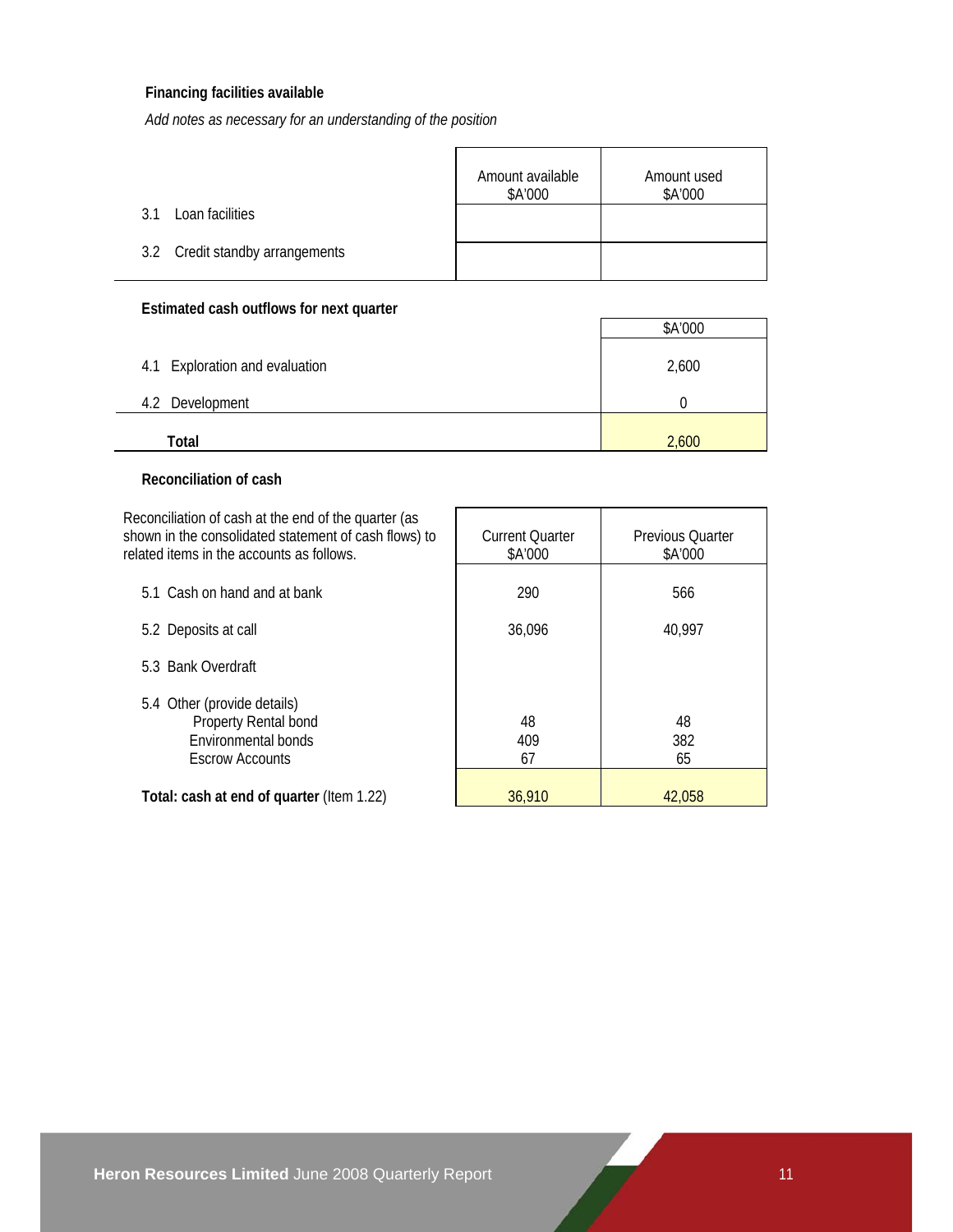**Financing facilities available**

*Add notes as necessary for an understanding of the position*

| | Amount available $A'000 | Amount used $A'000 |
|---|---|---|
| 3.1 Loan facilities | | |
| 3.2 Credit standby arrangements | | |

**Estimated cash outflows for next quarter**

| | $A'000 |
|---|---|
| 4.1 Exploration and evaluation | 2,600 |
| 4.2 Development | 0 |
| **Total** | 2,600 |

**Reconciliation of cash**

| Reconciliation of cash at the end of the quarter (as shown in the consolidated statement of cash flows) to related items in the accounts as follows. | Current Quarter $A'000 | Previous Quarter $A'000 |
|---|---|---|
| 5.1 Cash on hand and at bank | 290 | 566 |
| 5.2 Deposits at call | 36,096 | 40,997 |
| 5.3 Bank Overdraft | | |
| 5.4 Other (provide details) | | |
| Property Rental bond | 48 | 48 |
| Environmental bonds | 409 | 382 |
| Escrow Accounts | 67 | 65 |
| **Total: cash at end of quarter** (Item 1.22) | 36,910 | 42,058 |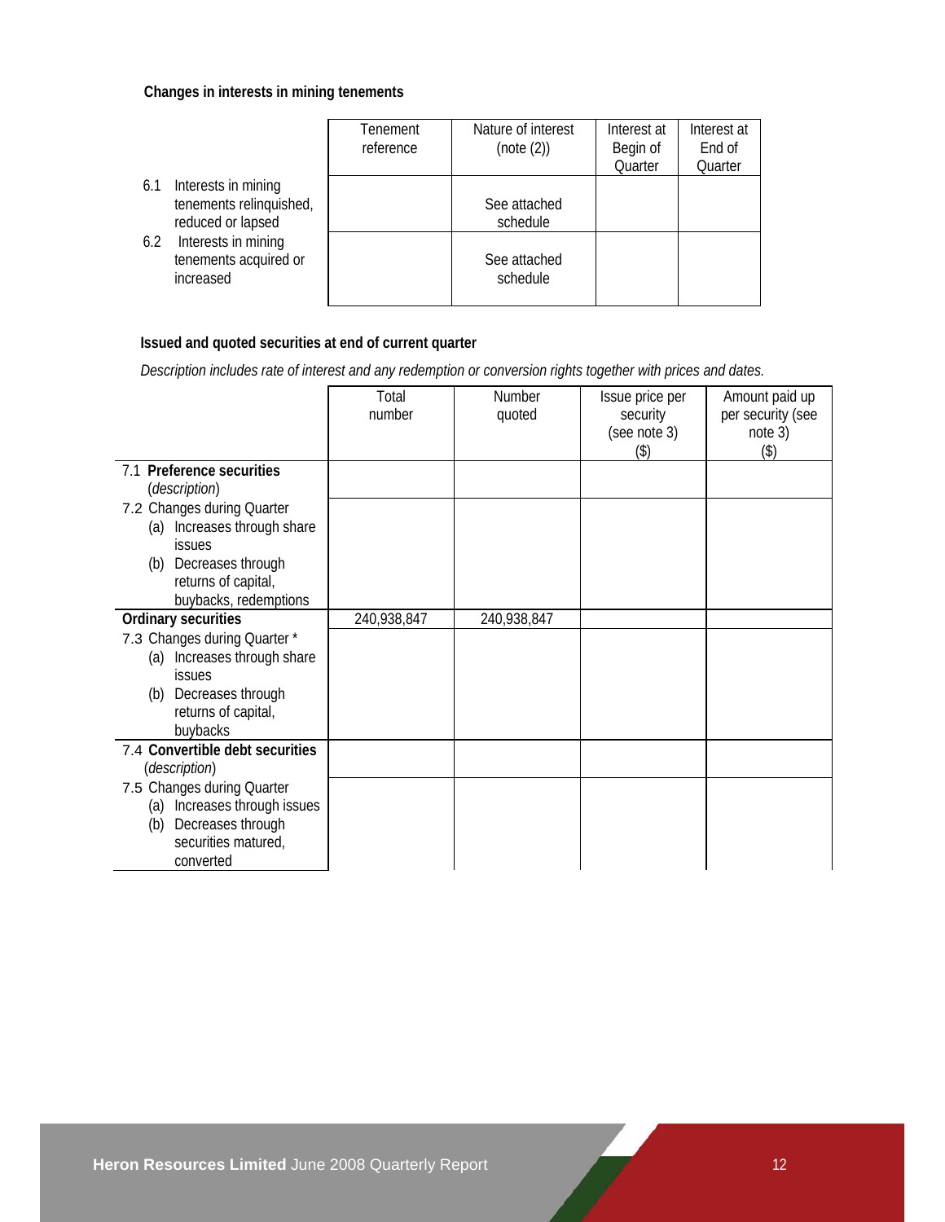**Changes in interests in mining tenements**

| | Tenement reference | Nature of interest (note (2)) | Interest at Begin of Quarter | Interest at End of Quarter |
|---|---|---|---|---|
| 6.1 Interests in mining tenements relinquished, reduced or lapsed | | See attached schedule | | |
| 6.2 Interests in mining tenements acquired or increased | | See attached schedule | | |

**Issued and quoted securities at end of current quarter**

*Description includes rate of interest and any redemption or conversion rights together with prices and dates.*

| | Total number | Number quoted | Issue price per security (see note 3) ($) | Amount paid up per security (see note 3) ($) |
|---|---|---|---|---|
| 7.1 **Preference securities** (*description*) | | | | |
| 7.2 Changes during Quarter (a) Increases through share issues (b) Decreases through returns of capital, buybacks, redemptions | | | | |
| **Ordinary securities** | 240,938,847 | 240,938,847 | | |
| 7.3 Changes during Quarter * (a) Increases through share issues (b) Decreases through returns of capital, buybacks | | | | |
| 7.4 **Convertible debt securities** (*description*) | | | | |
| 7.5 Changes during Quarter (a) Increases through issues (b) Decreases through securities matured, converted | | | | |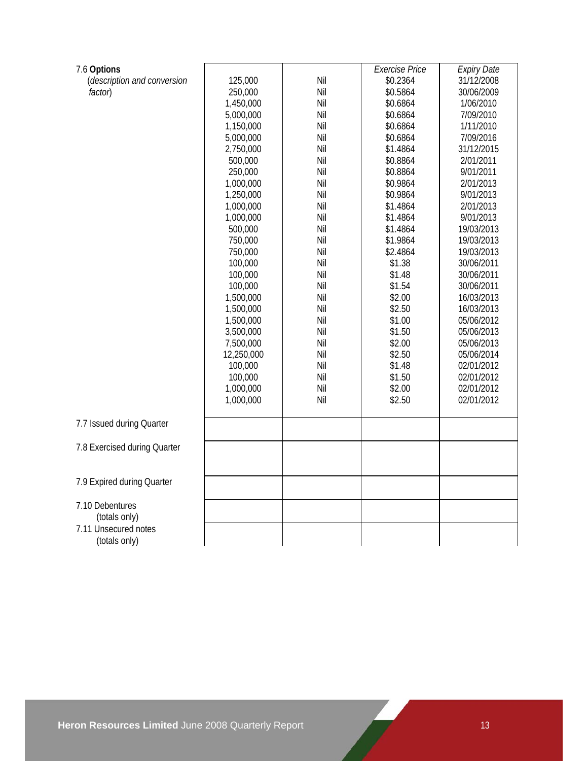| 7.6 **Options** (*description and conversion factor*) | | | *Exercise Price* | *Expiry Date* |
|---|---|---|---|---|
| | 125,000 | Nil | $0.2364 | 31/12/2008 |
| | 250,000 | Nil | $0.5864 | 30/06/2009 |
| | 1,450,000 | Nil | $0.6864 | 1/06/2010 |
| | 5,000,000 | Nil | $0.6864 | 7/09/2010 |
| | 1,150,000 | Nil | $0.6864 | 1/11/2010 |
| | 5,000,000 | Nil | $0.6864 | 7/09/2016 |
| | 2,750,000 | Nil | $1.4864 | 31/12/2015 |
| | 500,000 | Nil | $0.8864 | 2/01/2011 |
| | 250,000 | Nil | $0.8864 | 9/01/2011 |
| | 1,000,000 | Nil | $0.9864 | 2/01/2013 |
| | 1,250,000 | Nil | $0.9864 | 9/01/2013 |
| | 1,000,000 | Nil | $1.4864 | 2/01/2013 |
| | 1,000,000 | Nil | $1.4864 | 9/01/2013 |
| | 500,000 | Nil | $1.4864 | 19/03/2013 |
| | 750,000 | Nil | $1.9864 | 19/03/2013 |
| | 750,000 | Nil | $2.4864 | 19/03/2013 |
| | 100,000 | Nil | $1.38 | 30/06/2011 |
| | 100,000 | Nil | $1.48 | 30/06/2011 |
| | 100,000 | Nil | $1.54 | 30/06/2011 |
| | 1,500,000 | Nil | $2.00 | 16/03/2013 |
| | 1,500,000 | Nil | $2.50 | 16/03/2013 |
| | 1,500,000 | Nil | $1.00 | 05/06/2012 |
| | 3,500,000 | Nil | $1.50 | 05/06/2013 |
| | 7,500,000 | Nil | $2.00 | 05/06/2013 |
| | 12,250,000 | Nil | $2.50 | 05/06/2014 |
| | 100,000 | Nil | $1.48 | 02/01/2012 |
| | 100,000 | Nil | $1.50 | 02/01/2012 |
| | 1,000,000 | Nil | $2.00 | 02/01/2012 |
| | 1,000,000 | Nil | $2.50 | 02/01/2012 |
| 7.7 Issued during Quarter | | | | |
| 7.8 Exercised during Quarter | | | | |
| 7.9 Expired during Quarter | | | | |
| 7.10 Debentures (totals only) | | | | |
| 7.11 Unsecured notes (totals only) | | | | |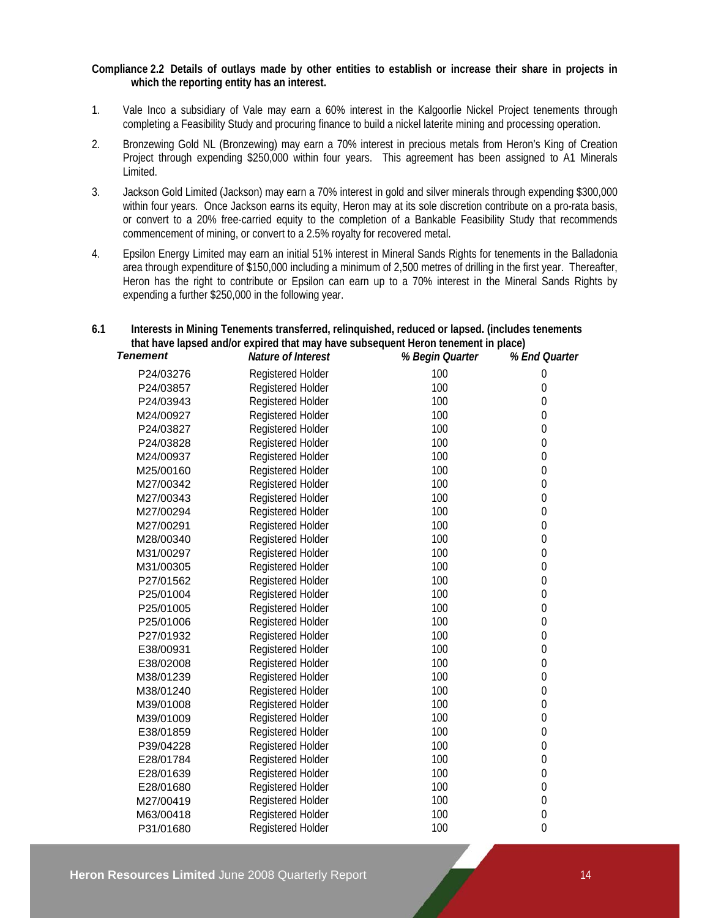**Compliance 2.2 Details of outlays made by other entities to establish or increase their share in projects in which the reporting entity has an interest.**

1. Vale Inco a subsidiary of Vale may earn a 60% interest in the Kalgoorlie Nickel Project tenements through completing a Feasibility Study and procuring finance to build a nickel laterite mining and processing operation.

2. Bronzewing Gold NL (Bronzewing) may earn a 70% interest in precious metals from Heron's King of Creation Project through expending $250,000 within four years. This agreement has been assigned to A1 Minerals Limited.

3. Jackson Gold Limited (Jackson) may earn a 70% interest in gold and silver minerals through expending $300,000 within four years. Once Jackson earns its equity, Heron may at its sole discretion contribute on a pro-rata basis, or convert to a 20% free-carried equity to the completion of a Bankable Feasibility Study that recommends commencement of mining, or convert to a 2.5% royalty for recovered metal.

4. Epsilon Energy Limited may earn an initial 51% interest in Mineral Sands Rights for tenements in the Balladonia area through expenditure of $150,000 including a minimum of 2,500 metres of drilling in the first year. Thereafter, Heron has the right to contribute or Epsilon can earn up to a 70% interest in the Mineral Sands Rights by expending a further $250,000 in the following year.

**6.1 Interests in Mining Tenements transferred, relinquished, reduced or lapsed. (includes tenements that have lapsed and/or expired that may have subsequent Heron tenement in place)**

| *Tenement* | *Nature of Interest* | *% Begin Quarter* | *% End Quarter* |
|---|---|---|---|
| P24/03276 | Registered Holder | 100 | 0 |
| P24/03857 | Registered Holder | 100 | 0 |
| P24/03943 | Registered Holder | 100 | 0 |
| M24/00927 | Registered Holder | 100 | 0 |
| P24/03827 | Registered Holder | 100 | 0 |
| P24/03828 | Registered Holder | 100 | 0 |
| M24/00937 | Registered Holder | 100 | 0 |
| M25/00160 | Registered Holder | 100 | 0 |
| M27/00342 | Registered Holder | 100 | 0 |
| M27/00343 | Registered Holder | 100 | 0 |
| M27/00294 | Registered Holder | 100 | 0 |
| M27/00291 | Registered Holder | 100 | 0 |
| M28/00340 | Registered Holder | 100 | 0 |
| M31/00297 | Registered Holder | 100 | 0 |
| M31/00305 | Registered Holder | 100 | 0 |
| P27/01562 | Registered Holder | 100 | 0 |
| P25/01004 | Registered Holder | 100 | 0 |
| P25/01005 | Registered Holder | 100 | 0 |
| P25/01006 | Registered Holder | 100 | 0 |
| P27/01932 | Registered Holder | 100 | 0 |
| E38/00931 | Registered Holder | 100 | 0 |
| E38/02008 | Registered Holder | 100 | 0 |
| M38/01239 | Registered Holder | 100 | 0 |
| M38/01240 | Registered Holder | 100 | 0 |
| M39/01008 | Registered Holder | 100 | 0 |
| M39/01009 | Registered Holder | 100 | 0 |
| E38/01859 | Registered Holder | 100 | 0 |
| P39/04228 | Registered Holder | 100 | 0 |
| E28/01784 | Registered Holder | 100 | 0 |
| E28/01639 | Registered Holder | 100 | 0 |
| E28/01680 | Registered Holder | 100 | 0 |
| M27/00419 | Registered Holder | 100 | 0 |
| M63/00418 | Registered Holder | 100 | 0 |
| P31/01680 | Registered Holder | 100 | 0 |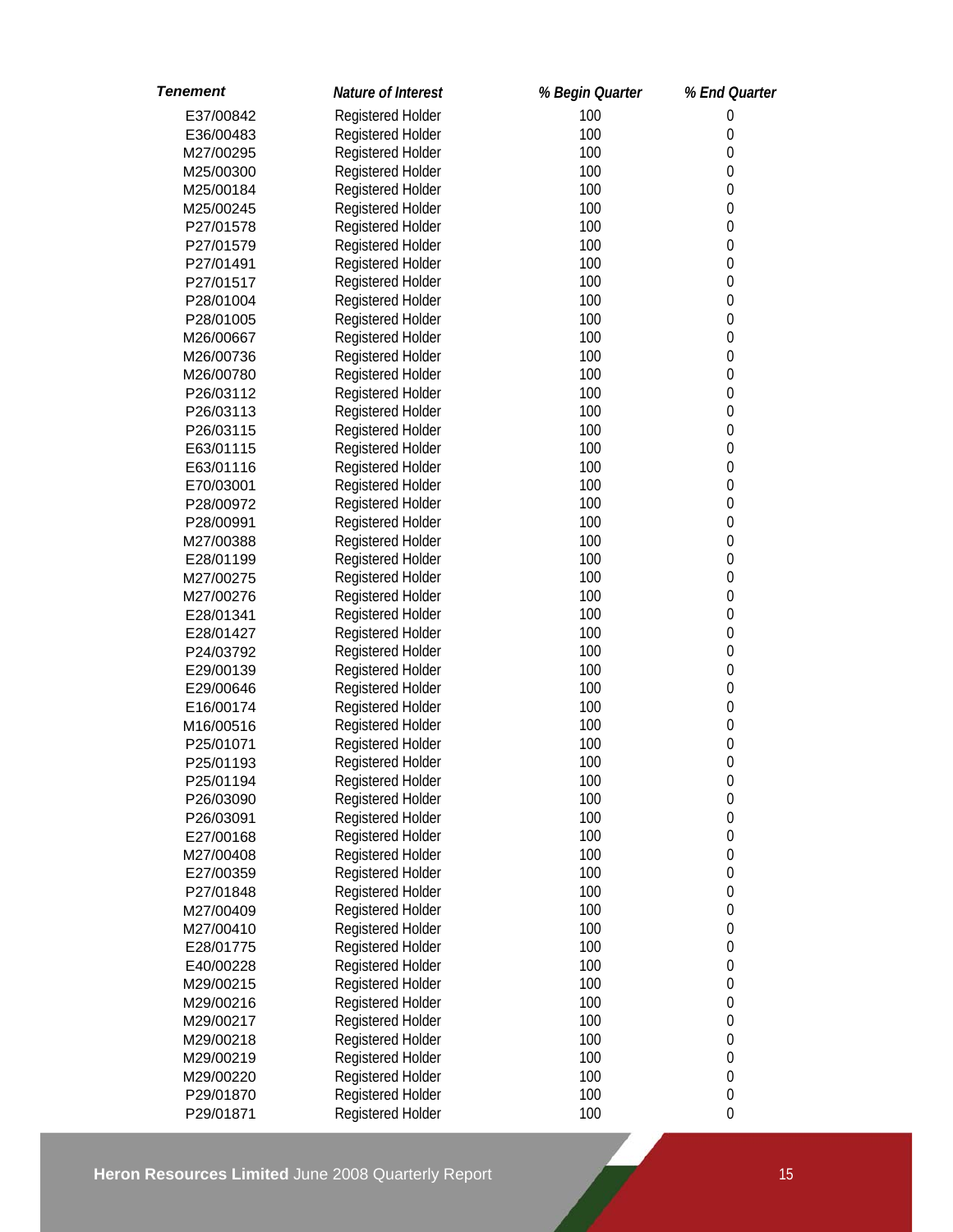| *Tenement* | *Nature of Interest* | *% Begin Quarter* | *% End Quarter* |
| --- | --- | --- | --- |
| E37/00842 | Registered Holder | 100 | 0 |
| E36/00483 | Registered Holder | 100 | 0 |
| M27/00295 | Registered Holder | 100 | 0 |
| M25/00300 | Registered Holder | 100 | 0 |
| M25/00184 | Registered Holder | 100 | 0 |
| M25/00245 | Registered Holder | 100 | 0 |
| P27/01578 | Registered Holder | 100 | 0 |
| P27/01579 | Registered Holder | 100 | 0 |
| P27/01491 | Registered Holder | 100 | 0 |
| P27/01517 | Registered Holder | 100 | 0 |
| P28/01004 | Registered Holder | 100 | 0 |
| P28/01005 | Registered Holder | 100 | 0 |
| M26/00667 | Registered Holder | 100 | 0 |
| M26/00736 | Registered Holder | 100 | 0 |
| M26/00780 | Registered Holder | 100 | 0 |
| P26/03112 | Registered Holder | 100 | 0 |
| P26/03113 | Registered Holder | 100 | 0 |
| P26/03115 | Registered Holder | 100 | 0 |
| E63/01115 | Registered Holder | 100 | 0 |
| E63/01116 | Registered Holder | 100 | 0 |
| E70/03001 | Registered Holder | 100 | 0 |
| P28/00972 | Registered Holder | 100 | 0 |
| P28/00991 | Registered Holder | 100 | 0 |
| M27/00388 | Registered Holder | 100 | 0 |
| E28/01199 | Registered Holder | 100 | 0 |
| M27/00275 | Registered Holder | 100 | 0 |
| M27/00276 | Registered Holder | 100 | 0 |
| E28/01341 | Registered Holder | 100 | 0 |
| E28/01427 | Registered Holder | 100 | 0 |
| P24/03792 | Registered Holder | 100 | 0 |
| E29/00139 | Registered Holder | 100 | 0 |
| E29/00646 | Registered Holder | 100 | 0 |
| E16/00174 | Registered Holder | 100 | 0 |
| M16/00516 | Registered Holder | 100 | 0 |
| P25/01071 | Registered Holder | 100 | 0 |
| P25/01193 | Registered Holder | 100 | 0 |
| P25/01194 | Registered Holder | 100 | 0 |
| P26/03090 | Registered Holder | 100 | 0 |
| P26/03091 | Registered Holder | 100 | 0 |
| E27/00168 | Registered Holder | 100 | 0 |
| M27/00408 | Registered Holder | 100 | 0 |
| E27/00359 | Registered Holder | 100 | 0 |
| P27/01848 | Registered Holder | 100 | 0 |
| M27/00409 | Registered Holder | 100 | 0 |
| M27/00410 | Registered Holder | 100 | 0 |
| E28/01775 | Registered Holder | 100 | 0 |
| E40/00228 | Registered Holder | 100 | 0 |
| M29/00215 | Registered Holder | 100 | 0 |
| M29/00216 | Registered Holder | 100 | 0 |
| M29/00217 | Registered Holder | 100 | 0 |
| M29/00218 | Registered Holder | 100 | 0 |
| M29/00219 | Registered Holder | 100 | 0 |
| M29/00220 | Registered Holder | 100 | 0 |
| P29/01870 | Registered Holder | 100 | 0 |
| P29/01871 | Registered Holder | 100 | 0 |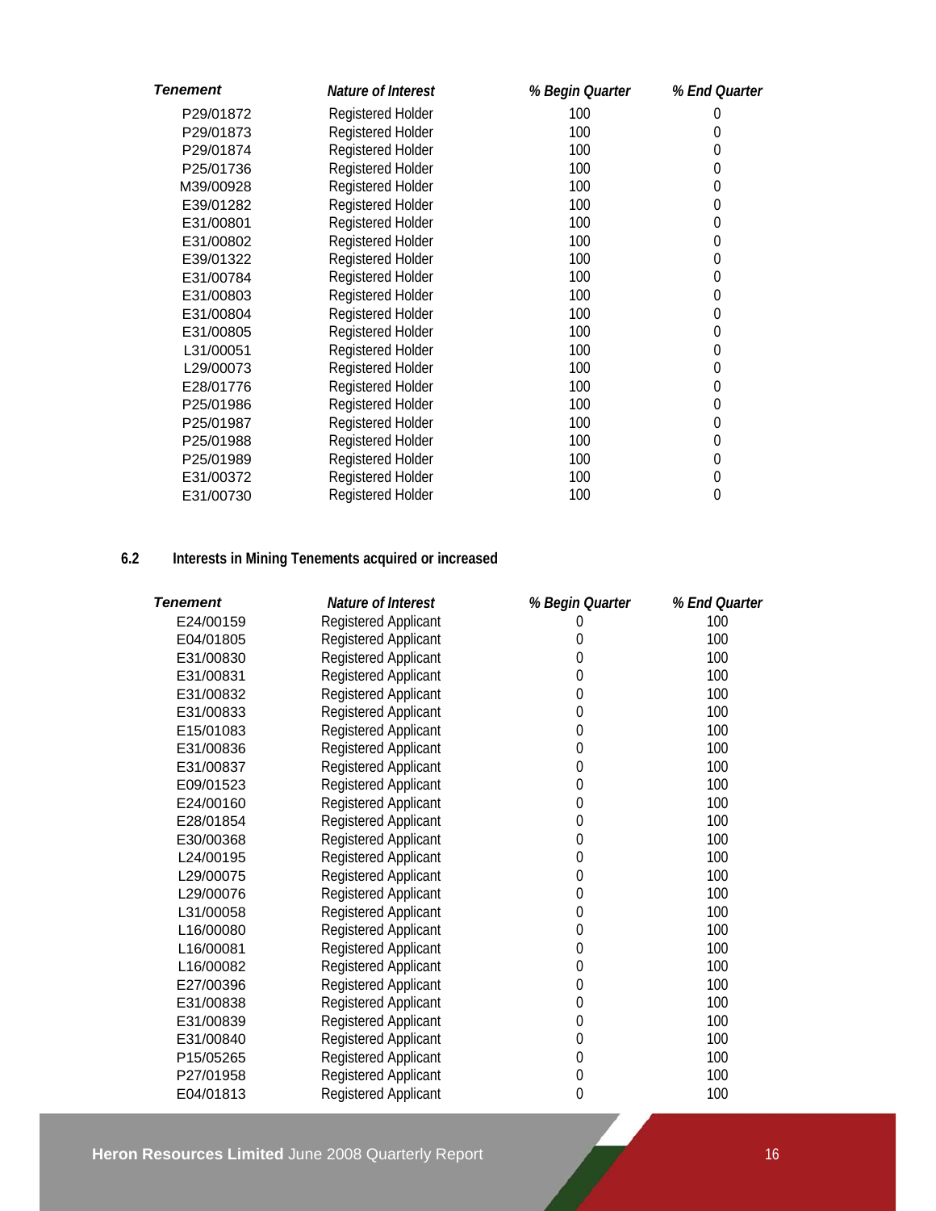| Tenement | Nature of Interest | % Begin Quarter | % End Quarter |
|---|---|---|---|
| P29/01872 | Registered Holder | 100 | 0 |
| P29/01873 | Registered Holder | 100 | 0 |
| P29/01874 | Registered Holder | 100 | 0 |
| P25/01736 | Registered Holder | 100 | 0 |
| M39/00928 | Registered Holder | 100 | 0 |
| E39/01282 | Registered Holder | 100 | 0 |
| E31/00801 | Registered Holder | 100 | 0 |
| E31/00802 | Registered Holder | 100 | 0 |
| E39/01322 | Registered Holder | 100 | 0 |
| E31/00784 | Registered Holder | 100 | 0 |
| E31/00803 | Registered Holder | 100 | 0 |
| E31/00804 | Registered Holder | 100 | 0 |
| E31/00805 | Registered Holder | 100 | 0 |
| L31/00051 | Registered Holder | 100 | 0 |
| L29/00073 | Registered Holder | 100 | 0 |
| E28/01776 | Registered Holder | 100 | 0 |
| P25/01986 | Registered Holder | 100 | 0 |
| P25/01987 | Registered Holder | 100 | 0 |
| P25/01988 | Registered Holder | 100 | 0 |
| P25/01989 | Registered Holder | 100 | 0 |
| E31/00372 | Registered Holder | 100 | 0 |
| E31/00730 | Registered Holder | 100 | 0 |

## 6.2 Interests in Mining Tenements acquired or increased

| Tenement | Nature of Interest | % Begin Quarter | % End Quarter |
|---|---|---|---|
| E24/00159 | Registered Applicant | 0 | 100 |
| E04/01805 | Registered Applicant | 0 | 100 |
| E31/00830 | Registered Applicant | 0 | 100 |
| E31/00831 | Registered Applicant | 0 | 100 |
| E31/00832 | Registered Applicant | 0 | 100 |
| E31/00833 | Registered Applicant | 0 | 100 |
| E15/01083 | Registered Applicant | 0 | 100 |
| E31/00836 | Registered Applicant | 0 | 100 |
| E31/00837 | Registered Applicant | 0 | 100 |
| E09/01523 | Registered Applicant | 0 | 100 |
| E24/00160 | Registered Applicant | 0 | 100 |
| E28/01854 | Registered Applicant | 0 | 100 |
| E30/00368 | Registered Applicant | 0 | 100 |
| L24/00195 | Registered Applicant | 0 | 100 |
| L29/00075 | Registered Applicant | 0 | 100 |
| L29/00076 | Registered Applicant | 0 | 100 |
| L31/00058 | Registered Applicant | 0 | 100 |
| L16/00080 | Registered Applicant | 0 | 100 |
| L16/00081 | Registered Applicant | 0 | 100 |
| L16/00082 | Registered Applicant | 0 | 100 |
| E27/00396 | Registered Applicant | 0 | 100 |
| E31/00838 | Registered Applicant | 0 | 100 |
| E31/00839 | Registered Applicant | 0 | 100 |
| E31/00840 | Registered Applicant | 0 | 100 |
| P15/05265 | Registered Applicant | 0 | 100 |
| P27/01958 | Registered Applicant | 0 | 100 |
| E04/01813 | Registered Applicant | 0 | 100 |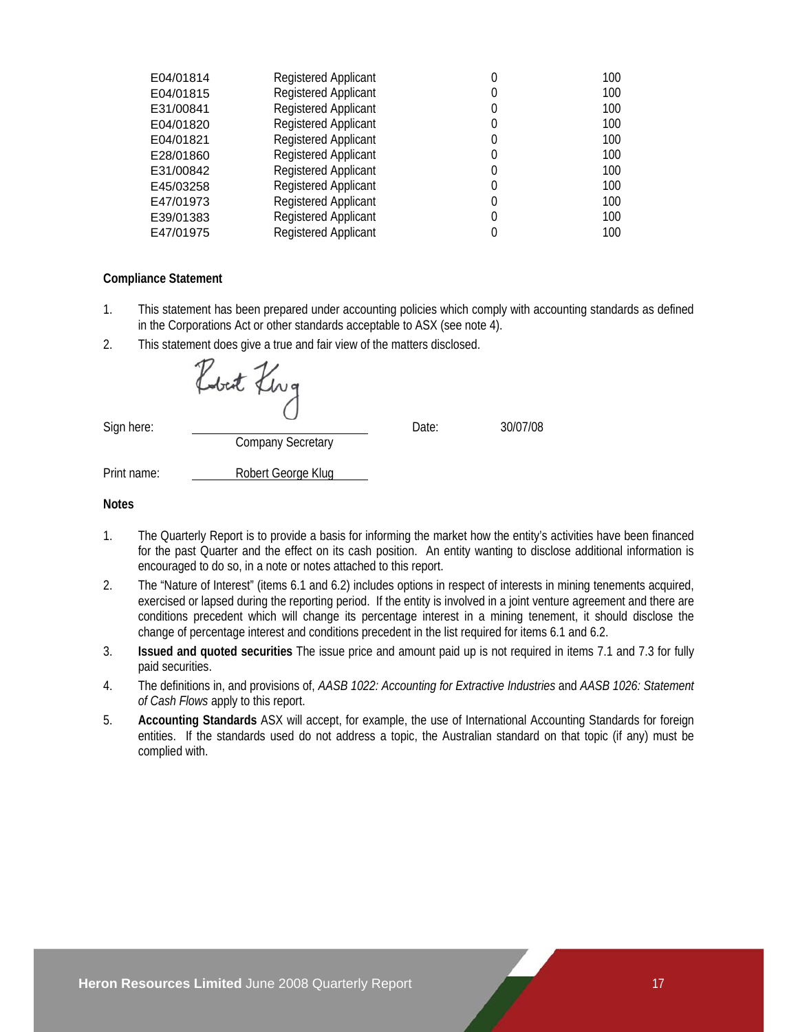| | | | |
|---|---|---|---|
| E04/01814 | Registered Applicant | 0 | 100 |
| E04/01815 | Registered Applicant | 0 | 100 |
| E31/00841 | Registered Applicant | 0 | 100 |
| E04/01820 | Registered Applicant | 0 | 100 |
| E04/01821 | Registered Applicant | 0 | 100 |
| E28/01860 | Registered Applicant | 0 | 100 |
| E31/00842 | Registered Applicant | 0 | 100 |
| E45/03258 | Registered Applicant | 0 | 100 |
| E47/01973 | Registered Applicant | 0 | 100 |
| E39/01383 | Registered Applicant | 0 | 100 |
| E47/01975 | Registered Applicant | 0 | 100 |

**Compliance Statement**

1. This statement has been prepared under accounting policies which comply with accounting standards as defined in the Corporations Act or other standards acceptable to ASX (see note 4).
2. This statement does give a true and fair view of the matters disclosed.

Sign here: ____________________ Date: 30/07/08
Company Secretary

Print name: Robert George Klug

**Notes**

1. The Quarterly Report is to provide a basis for informing the market how the entity's activities have been financed for the past Quarter and the effect on its cash position. An entity wanting to disclose additional information is encouraged to do so, in a note or notes attached to this report.
2. The "Nature of Interest" (items 6.1 and 6.2) includes options in respect of interests in mining tenements acquired, exercised or lapsed during the reporting period. If the entity is involved in a joint venture agreement and there are conditions precedent which will change its percentage interest in a mining tenement, it should disclose the change of percentage interest and conditions precedent in the list required for items 6.1 and 6.2.
3. **Issued and quoted securities** The issue price and amount paid up is not required in items 7.1 and 7.3 for fully paid securities.
4. The definitions in, and provisions of, *AASB 1022: Accounting for Extractive Industries* and *AASB 1026: Statement of Cash Flows* apply to this report.
5. **Accounting Standards** ASX will accept, for example, the use of International Accounting Standards for foreign entities. If the standards used do not address a topic, the Australian standard on that topic (if any) must be complied with.